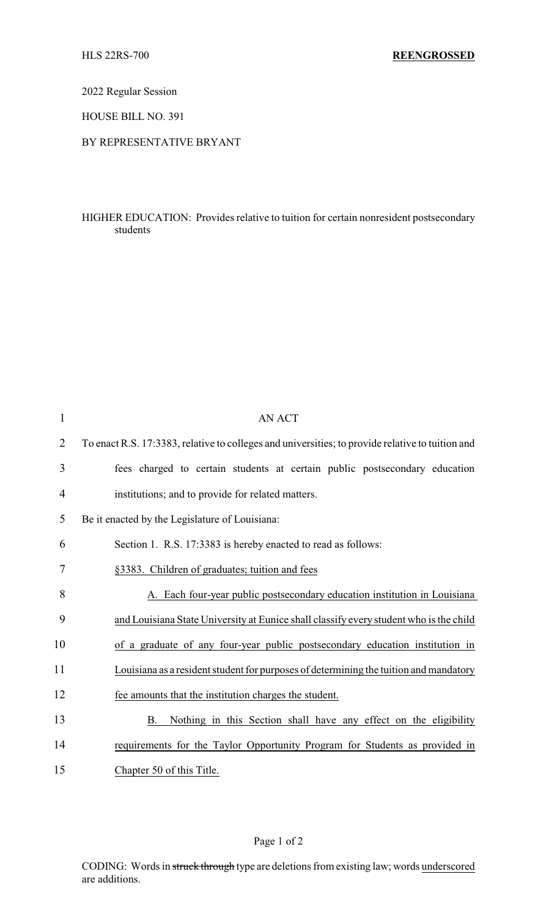HLS 22RS-700 **REENGROSSED**

2022 Regular Session

HOUSE BILL NO. 391

BY REPRESENTATIVE BRYANT

HIGHER EDUCATION: Provides relative to tuition for certain nonresident postsecondary students

AN ACT

To enact R.S. 17:3383, relative to colleges and universities; to provide relative to tuition and fees charged to certain students at certain public postsecondary education institutions; and to provide for related matters.

Be it enacted by the Legislature of Louisiana:

Section 1. R.S. 17:3383 is hereby enacted to read as follows:

§3383. Children of graduates; tuition and fees

A. Each four-year public postsecondary education institution in Louisiana and Louisiana State University at Eunice shall classify every student who is the child of a graduate of any four-year public postsecondary education institution in Louisiana as a resident student for purposes of determining the tuition and mandatory fee amounts that the institution charges the student.

B. Nothing in this Section shall have any effect on the eligibility requirements for the Taylor Opportunity Program for Students as provided in Chapter 50 of this Title.

CODING: Words in ~~struck through~~ type are deletions from existing law; words underscored are additions.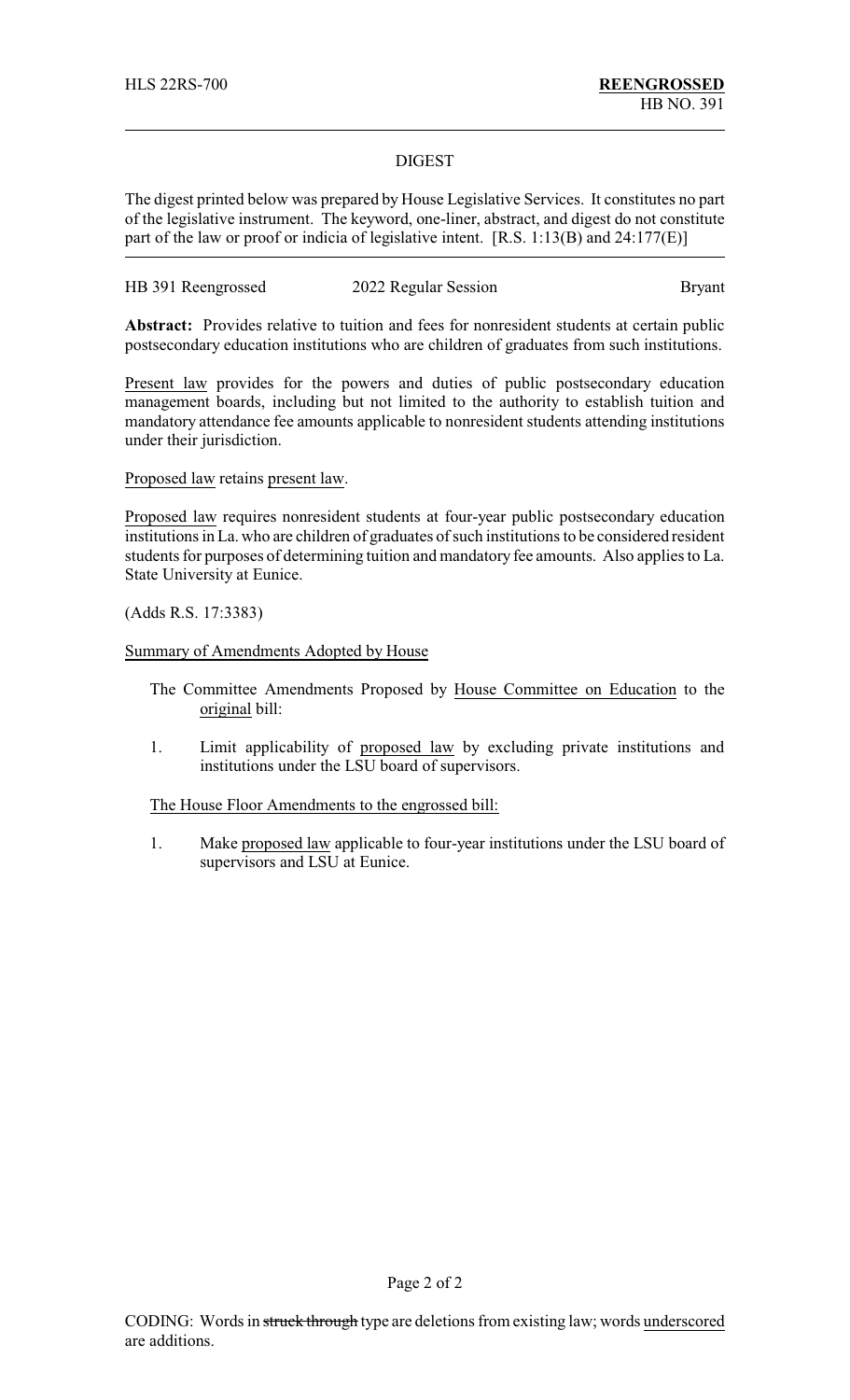HLS 22RS-700

**REENGROSSED**

HB NO. 391

DIGEST

The digest printed below was prepared by House Legislative Services. It constitutes no part of the legislative instrument. The keyword, one-liner, abstract, and digest do not constitute part of the law or proof or indicia of legislative intent. [R.S. 1:13(B) and 24:177(E)]

HB 391 Reengrossed 2022 Regular Session Bryant

**Abstract:** Provides relative to tuition and fees for nonresident students at certain public postsecondary education institutions who are children of graduates from such institutions.

Present law provides for the powers and duties of public postsecondary education management boards, including but not limited to the authority to establish tuition and mandatory attendance fee amounts applicable to nonresident students attending institutions under their jurisdiction.

Proposed law retains present law.

Proposed law requires nonresident students at four-year public postsecondary education institutions in La. who are children of graduates of such institutions to be considered resident students for purposes of determining tuition and mandatory fee amounts. Also applies to La. State University at Eunice.

(Adds R.S. 17:3383)

Summary of Amendments Adopted by House

The Committee Amendments Proposed by House Committee on Education to the original bill:

1. Limit applicability of proposed law by excluding private institutions and institutions under the LSU board of supervisors.

The House Floor Amendments to the engrossed bill:

1. Make proposed law applicable to four-year institutions under the LSU board of supervisors and LSU at Eunice.

CODING: Words in struck through type are deletions from existing law; words underscored are additions.